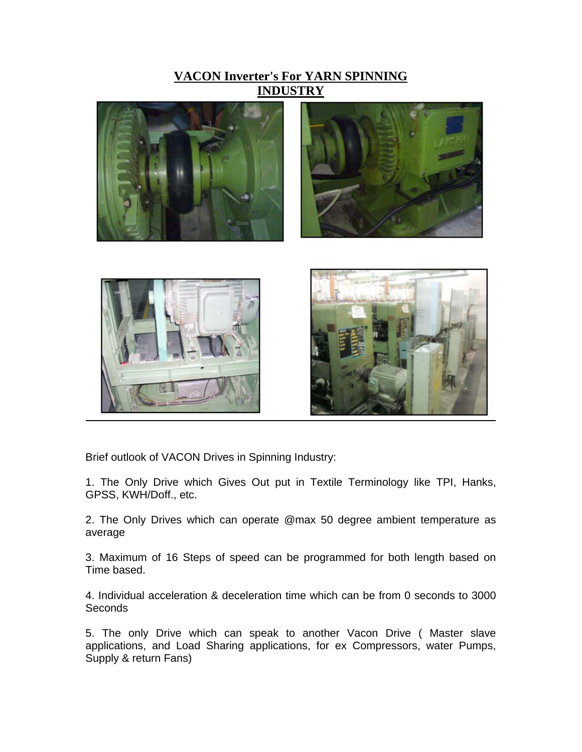# VACON Inverter's For YARN SPINNING INDUSTRY

Brief outlook of VACON Drives in Spinning Industry:

1. The Only Drive which Gives Out put in Textile Terminology like TPI, Hanks, GPSS, KWH/Doff., etc.

2. The Only Drives which can operate @max 50 degree ambient temperature as average

3. Maximum of 16 Steps of speed can be programmed for both length based on Time based.

4. Individual acceleration & deceleration time which can be from 0 seconds to 3000 Seconds

5. The only Drive which can speak to another Vacon Drive ( Master slave applications, and Load Sharing applications, for ex Compressors, water Pumps, Supply & return Fans)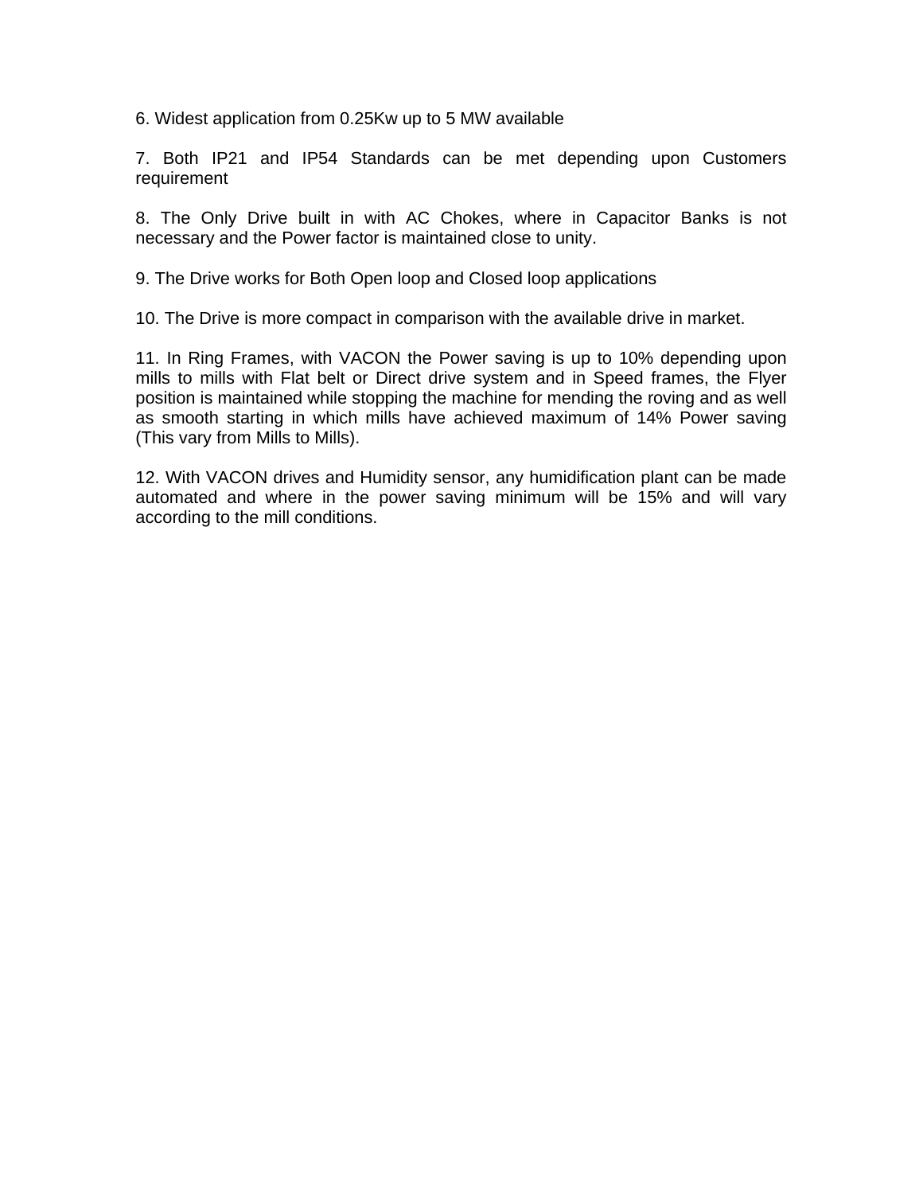6. Widest application from 0.25Kw up to 5 MW available

7. Both IP21 and IP54 Standards can be met depending upon Customers requirement

8. The Only Drive built in with AC Chokes, where in Capacitor Banks is not necessary and the Power factor is maintained close to unity.

9. The Drive works for Both Open loop and Closed loop applications

10. The Drive is more compact in comparison with the available drive in market.

11. In Ring Frames, with VACON the Power saving is up to 10% depending upon mills to mills with Flat belt or Direct drive system and in Speed frames, the Flyer position is maintained while stopping the machine for mending the roving and as well as smooth starting in which mills have achieved maximum of 14% Power saving (This vary from Mills to Mills).

12. With VACON drives and Humidity sensor, any humidification plant can be made automated and where in the power saving minimum will be 15% and will vary according to the mill conditions.